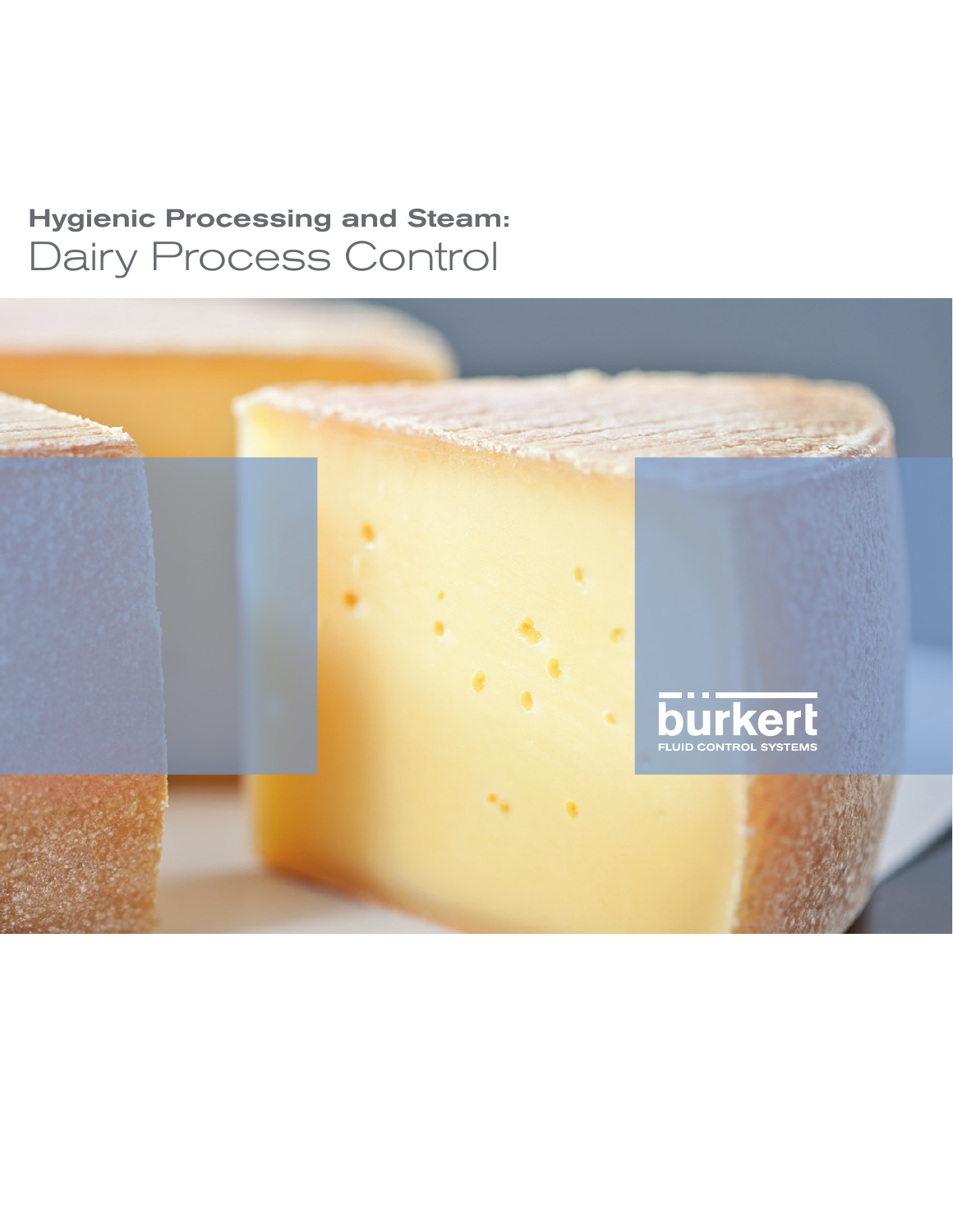# Hygienic Processing and Steam:
## Dairy Process Control

bürkert
FLUID CONTROL SYSTEMS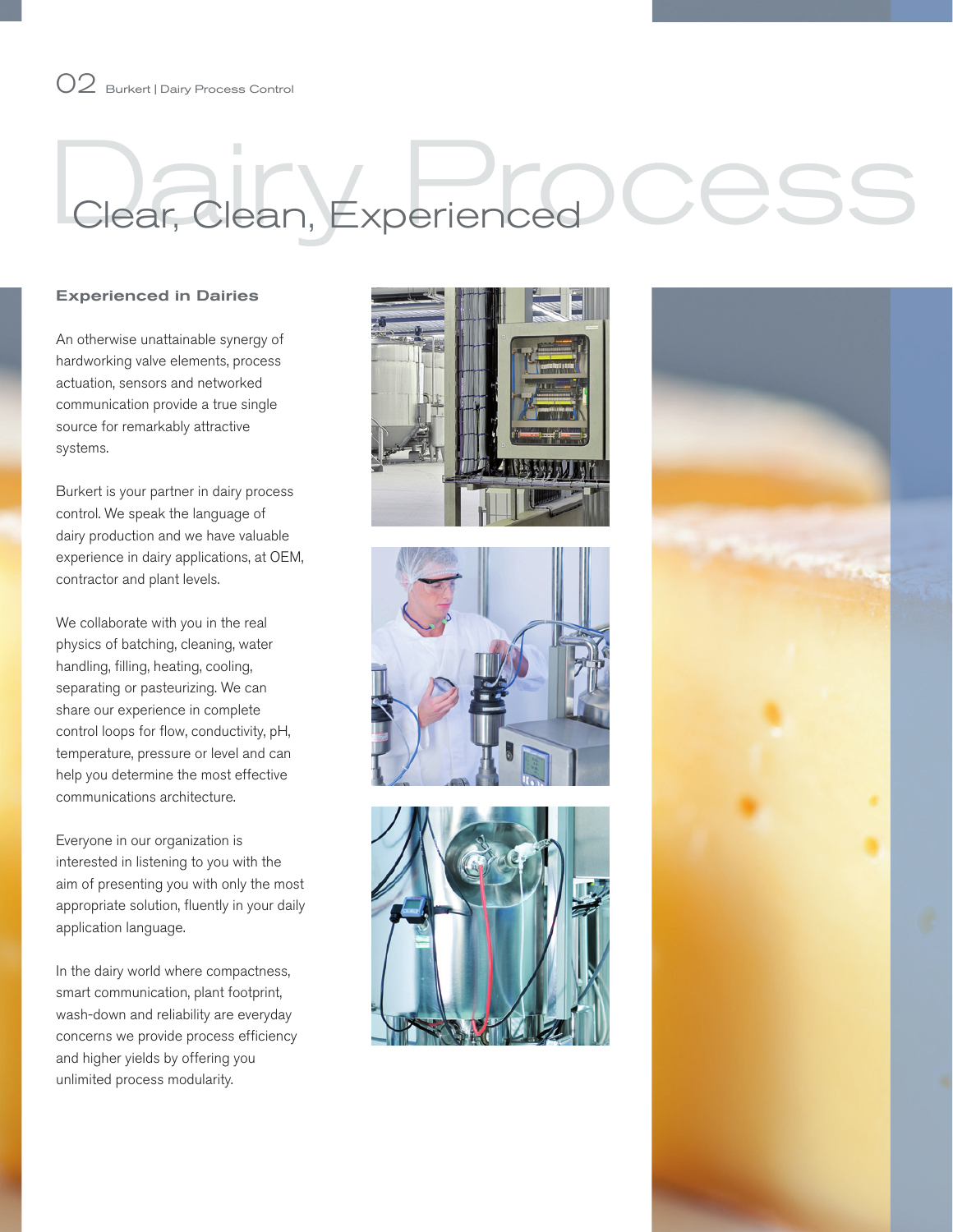# Clear, Clean, Experienced

## Experienced in Dairies

An otherwise unattainable synergy of hardworking valve elements, process actuation, sensors and networked communication provide a true single source for remarkably attractive systems.

Burkert is your partner in dairy process control. We speak the language of dairy production and we have valuable experience in dairy applications, at OEM, contractor and plant levels.

We collaborate with you in the real physics of batching, cleaning, water handling, filling, heating, cooling, separating or pasteurizing. We can share our experience in complete control loops for flow, conductivity, pH, temperature, pressure or level and can help you determine the most effective communications architecture.

Everyone in our organization is interested in listening to you with the aim of presenting you with only the most appropriate solution, fluently in your daily application language.

In the dairy world where compactness, smart communication, plant footprint, wash-down and reliability are everyday concerns we provide process efficiency and higher yields by offering you unlimited process modularity.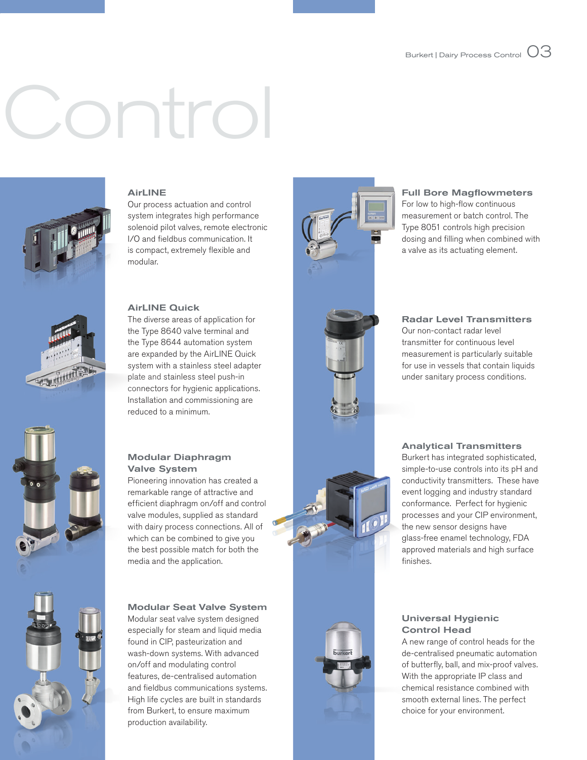# Control

## AirLINE

Our process actuation and control system integrates high performance solenoid pilot valves, remote electronic I/O and fieldbus communication. It is compact, extremely flexible and modular.

## AirLINE Quick

The diverse areas of application for the Type 8640 valve terminal and the Type 8644 automation system are expanded by the AirLINE Quick system with a stainless steel adapter plate and stainless steel push-in connectors for hygienic applications. Installation and commissioning are reduced to a minimum.

## Modular Diaphragm Valve System

Pioneering innovation has created a remarkable range of attractive and efficient diaphragm on/off and control valve modules, supplied as standard with dairy process connections. All of which can be combined to give you the best possible match for both the media and the application.

## Modular Seat Valve System

Modular seat valve system designed especially for steam and liquid media found in CIP, pasteurization and wash-down systems. With advanced on/off and modulating control features, de-centralised automation and fieldbus communications systems. High life cycles are built in standards from Burkert, to ensure maximum production availability.

## Full Bore Magflowmeters

For low to high-flow continuous measurement or batch control. The Type 8051 controls high precision dosing and filling when combined with a valve as its actuating element.

## Radar Level Transmitters

Our non-contact radar level transmitter for continuous level measurement is particularly suitable for use in vessels that contain liquids under sanitary process conditions.

## Analytical Transmitters

Burkert has integrated sophisticated, simple-to-use controls into its pH and conductivity transmitters. These have event logging and industry standard conformance. Perfect for hygienic processes and your CIP environment, the new sensor designs have glass-free enamel technology, FDA approved materials and high surface finishes.

## Universal Hygienic Control Head

A new range of control heads for the de-centralised pneumatic automation of butterfly, ball, and mix-proof valves. With the appropriate IP class and chemical resistance combined with smooth external lines. The perfect choice for your environment.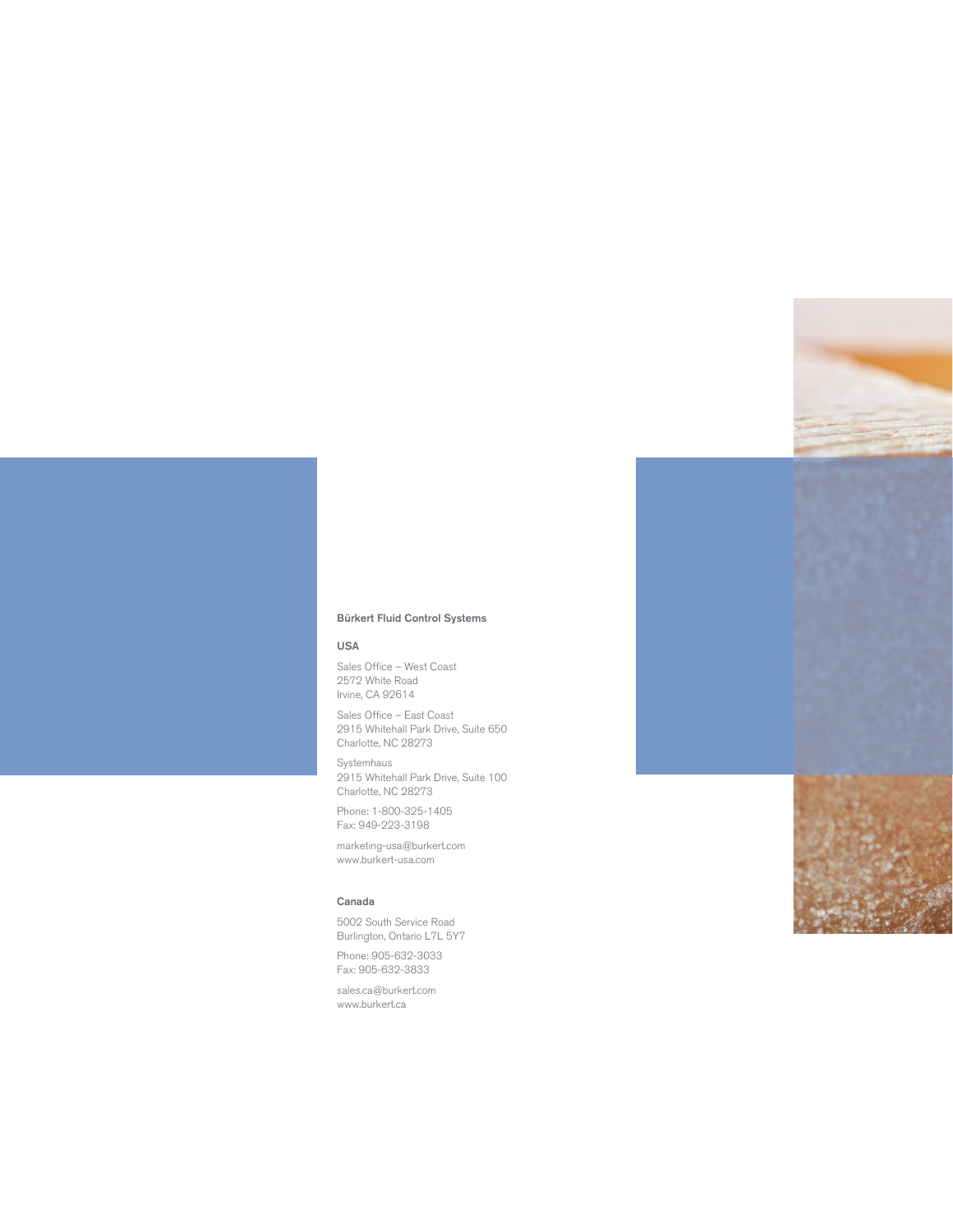**Bürkert Fluid Control Systems**

**USA**

Sales Office – West Coast
2572 White Road
Irvine, CA 92614

Sales Office – East Coast
2915 Whitehall Park Drive, Suite 650
Charlotte, NC 28273

Systemhaus
2915 Whitehall Park Drive, Suite 100
Charlotte, NC 28273

Phone: 1-800-325-1405
Fax: 949-223-3198

marketing-usa@burkert.com
www.burkert-usa.com

**Canada**

5002 South Service Road
Burlington, Ontario L7L 5Y7

Phone: 905-632-3033
Fax: 905-632-3833

sales.ca@burkert.com
www.burkert.ca